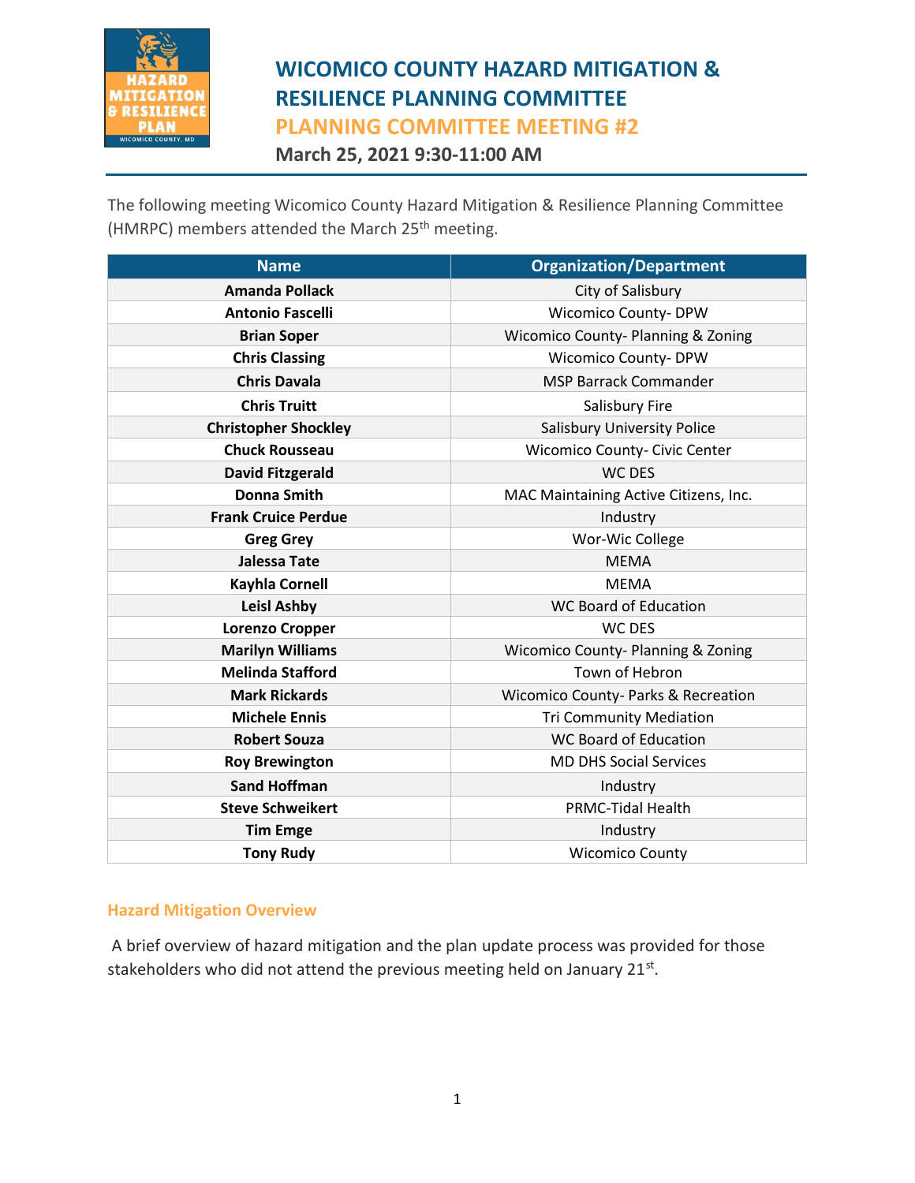# WICOMICO COUNTY HAZARD MITIGATION & RESILIENCE PLANNING COMMITTEE

## PLANNING COMMITTEE MEETING #2

### March 25, 2021 9:30-11:00 AM

The following meeting Wicomico County Hazard Mitigation & Resilience Planning Committee (HMRPC) members attended the March 25th meeting.

| Name | Organization/Department |
|---|---|
| **Amanda Pollack** | City of Salisbury |
| **Antonio Fascelli** | Wicomico County- DPW |
| **Brian Soper** | Wicomico County- Planning & Zoning |
| **Chris Classing** | Wicomico County- DPW |
| **Chris Davala** | MSP Barrack Commander |
| **Chris Truitt** | Salisbury Fire |
| **Christopher Shockley** | Salisbury University Police |
| **Chuck Rousseau** | Wicomico County- Civic Center |
| **David Fitzgerald** | WC DES |
| **Donna Smith** | MAC Maintaining Active Citizens, Inc. |
| **Frank Cruice Perdue** | Industry |
| **Greg Grey** | Wor-Wic College |
| **Jalessa Tate** | MEMA |
| **Kayhla Cornell** | MEMA |
| **Leisl Ashby** | WC Board of Education |
| **Lorenzo Cropper** | WC DES |
| **Marilyn Williams** | Wicomico County- Planning & Zoning |
| **Melinda Stafford** | Town of Hebron |
| **Mark Rickards** | Wicomico County- Parks & Recreation |
| **Michele Ennis** | Tri Community Mediation |
| **Robert Souza** | WC Board of Education |
| **Roy Brewington** | MD DHS Social Services |
| **Sand Hoffman** | Industry |
| **Steve Schweikert** | PRMC-Tidal Health |
| **Tim Emge** | Industry |
| **Tony Rudy** | Wicomico County |

### Hazard Mitigation Overview

A brief overview of hazard mitigation and the plan update process was provided for those stakeholders who did not attend the previous meeting held on January 21st.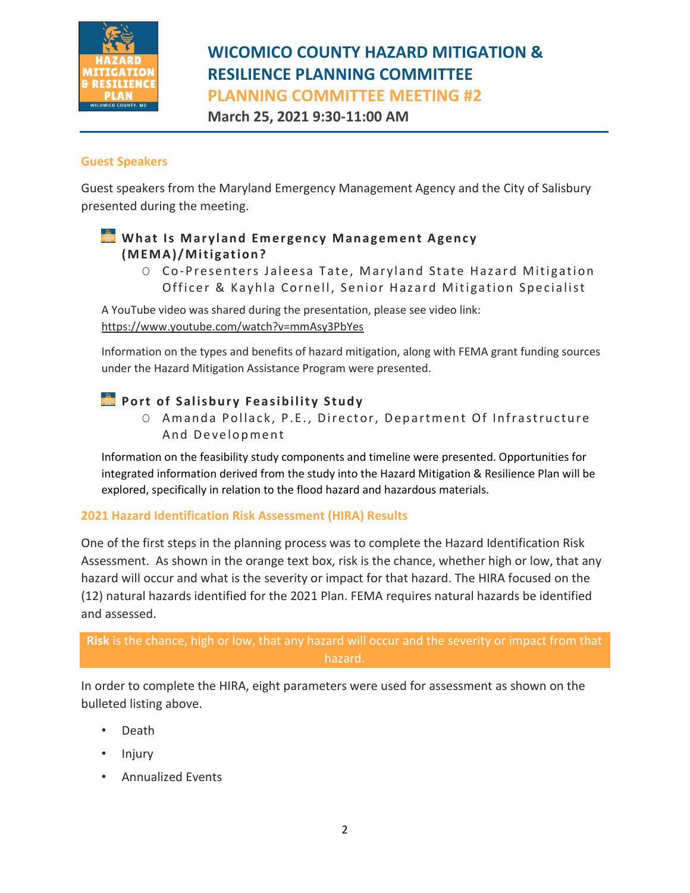## Guest Speakers

Guest speakers from the Maryland Emergency Management Agency and the City of Salisbury presented during the meeting.

### What Is Maryland Emergency Management Agency (MEMA)/Mitigation?

- Co-Presenters Jaleesa Tate, Maryland State Hazard Mitigation Officer & Kayhla Cornell, Senior Hazard Mitigation Specialist

A YouTube video was shared during the presentation, please see video link: https://www.youtube.com/watch?v=mmAsy3PbYes

Information on the types and benefits of hazard mitigation, along with FEMA grant funding sources under the Hazard Mitigation Assistance Program were presented.

### Port of Salisbury Feasibility Study

- Amanda Pollack, P.E., Director, Department Of Infrastructure And Development

Information on the feasibility study components and timeline were presented. Opportunities for integrated information derived from the study into the Hazard Mitigation & Resilience Plan will be explored, specifically in relation to the flood hazard and hazardous materials.

## 2021 Hazard Identification Risk Assessment (HIRA) Results

One of the first steps in the planning process was to complete the Hazard Identification Risk Assessment. As shown in the orange text box, risk is the chance, whether high or low, that any hazard will occur and what is the severity or impact for that hazard. The HIRA focused on the (12) natural hazards identified for the 2021 Plan. FEMA requires natural hazards be identified and assessed.

**Risk** is the chance, high or low, that any hazard will occur and the severity or impact from that hazard.

In order to complete the HIRA, eight parameters were used for assessment as shown on the bulleted listing above.

- Death
- Injury
- Annualized Events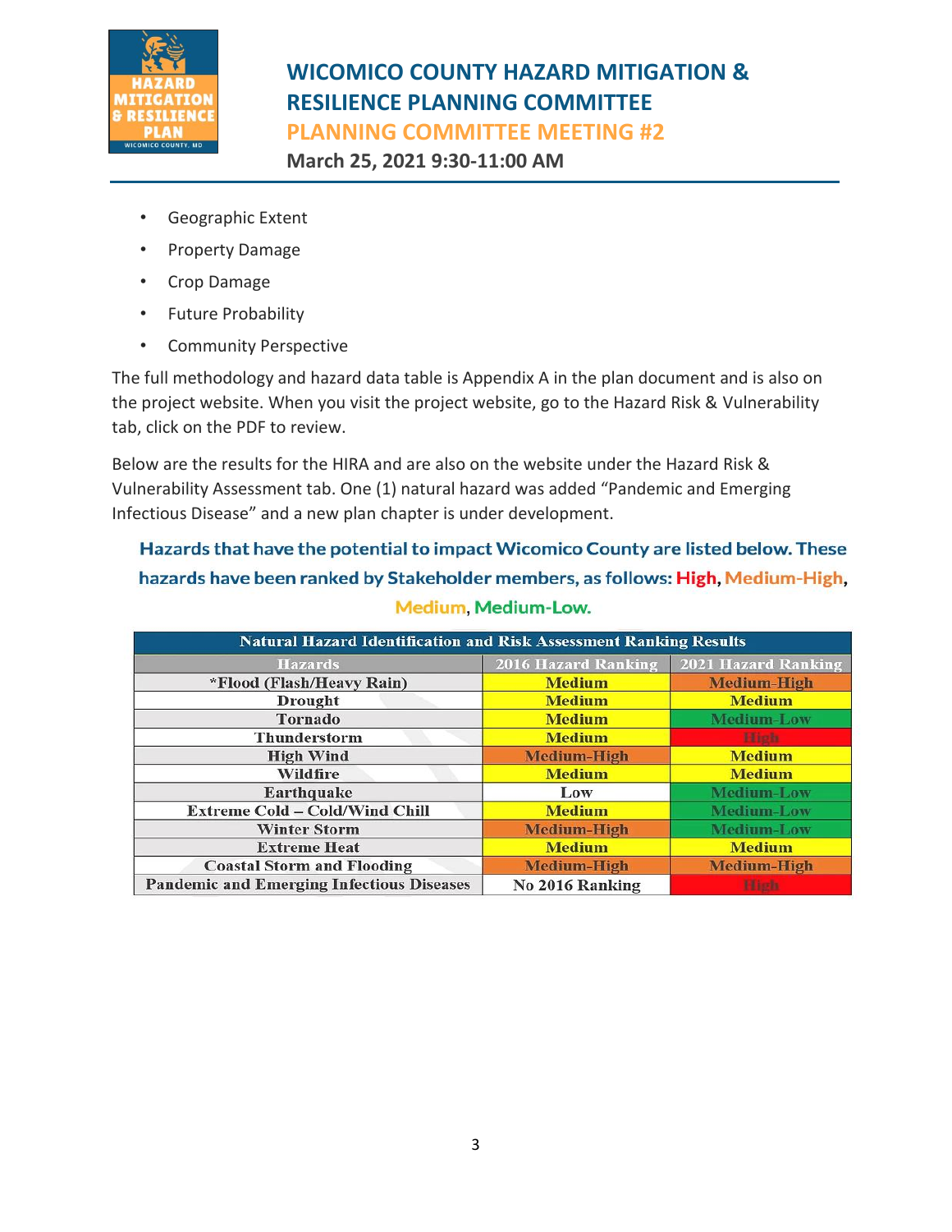- Geographic Extent
- Property Damage
- Crop Damage
- Future Probability
- Community Perspective

The full methodology and hazard data table is Appendix A in the plan document and is also on the project website. When you visit the project website, go to the Hazard Risk & Vulnerability tab, click on the PDF to review.

Below are the results for the HIRA and are also on the website under the Hazard Risk & Vulnerability Assessment tab. One (1) natural hazard was added "Pandemic and Emerging Infectious Disease" and a new plan chapter is under development.

**Hazards that have the potential to impact Wicomico County are listed below. These hazards have been ranked by Stakeholder members, as follows: High, Medium-High, Medium, Medium-Low.**

| Natural Hazard Identification and Risk Assessment Ranking Results | | |
|---|---|---|
| **Hazards** | **2016 Hazard Ranking** | **2021 Hazard Ranking** |
| *Flood (Flash/Heavy Rain) | Medium | Medium-High |
| Drought | Medium | Medium |
| Tornado | Medium | Medium-Low |
| Thunderstorm | Medium | High |
| High Wind | Medium-High | Medium |
| Wildfire | Medium | Medium |
| Earthquake | Low | Medium-Low |
| Extreme Cold – Cold/Wind Chill | Medium | Medium-Low |
| Winter Storm | Medium-High | Medium-Low |
| Extreme Heat | Medium | Medium |
| Coastal Storm and Flooding | Medium-High | Medium-High |
| Pandemic and Emerging Infectious Diseases | No 2016 Ranking | High |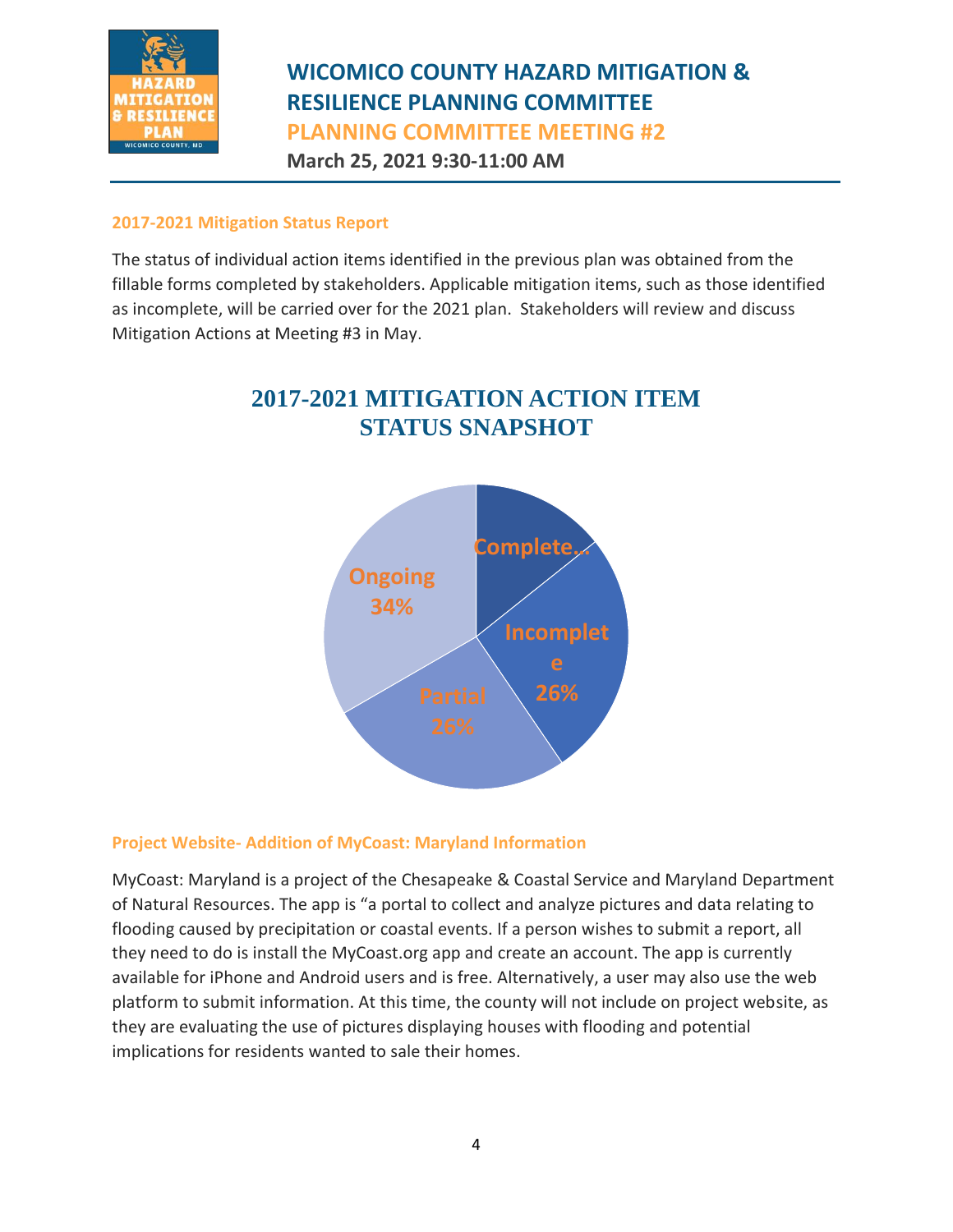# WICOMICO COUNTY HAZARD MITIGATION & RESILIENCE PLANNING COMMITTEE

## PLANNING COMMITTEE MEETING #2

**March 25, 2021 9:30-11:00 AM**

### 2017-2021 Mitigation Status Report

The status of individual action items identified in the previous plan was obtained from the fillable forms completed by stakeholders. Applicable mitigation items, such as those identified as incomplete, will be carried over for the 2021 plan. Stakeholders will review and discuss Mitigation Actions at Meeting #3 in May.

**2017-2021 MITIGATION ACTION ITEM STATUS SNAPSHOT**

| Status | Percentage |
|---|---|
| Complete... | |
| Incomplete | 26% |
| Partial | 26% |
| Ongoing | 34% |

### Project Website- Addition of MyCoast: Maryland Information

MyCoast: Maryland is a project of the Chesapeake & Coastal Service and Maryland Department of Natural Resources. The app is "a portal to collect and analyze pictures and data relating to flooding caused by precipitation or coastal events. If a person wishes to submit a report, all they need to do is install the MyCoast.org app and create an account. The app is currently available for iPhone and Android users and is free. Alternatively, a user may also use the web platform to submit information. At this time, the county will not include on project website, as they are evaluating the use of pictures displaying houses with flooding and potential implications for residents wanted to sale their homes.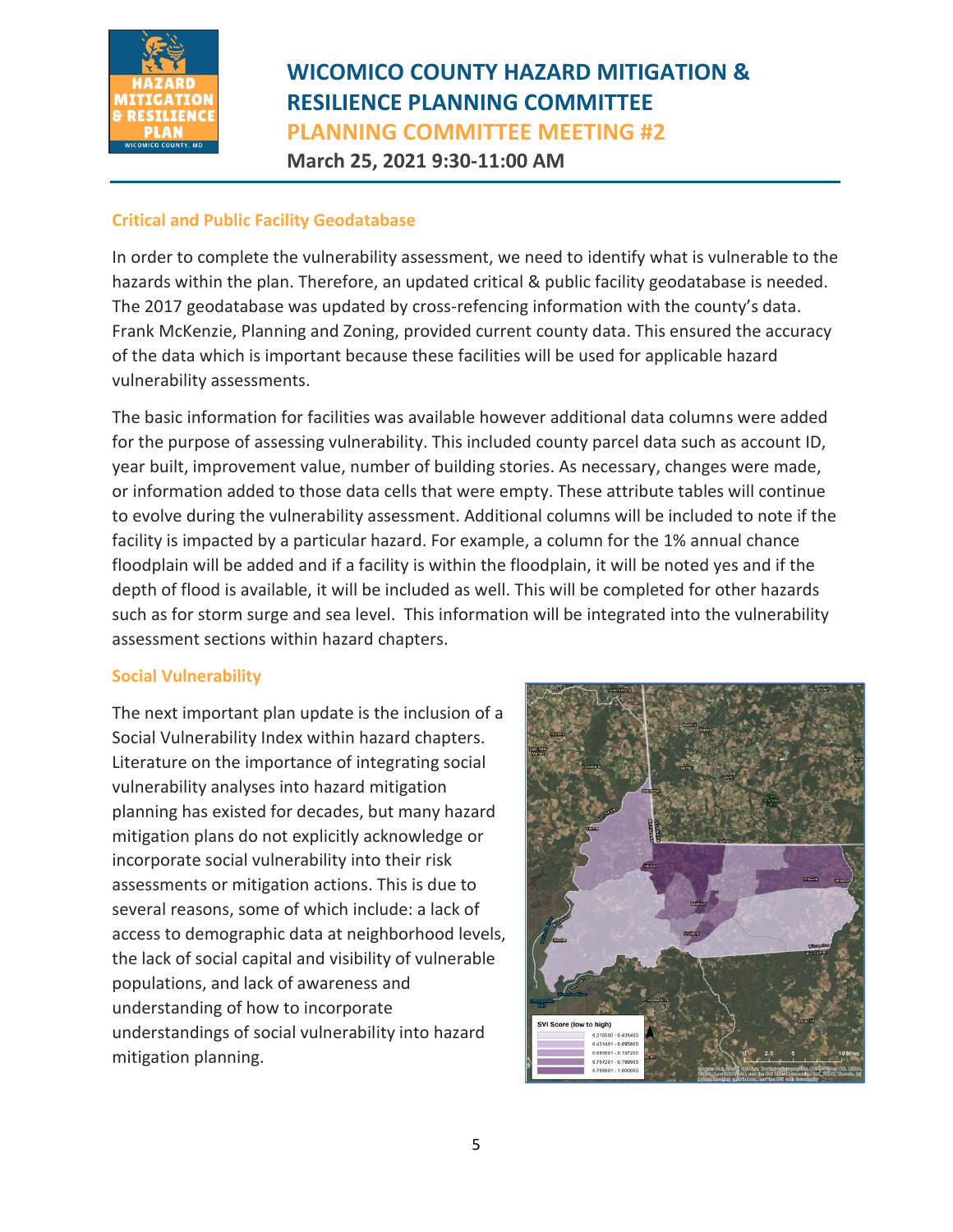## Critical and Public Facility Geodatabase

In order to complete the vulnerability assessment, we need to identify what is vulnerable to the hazards within the plan. Therefore, an updated critical & public facility geodatabase is needed. The 2017 geodatabase was updated by cross-refencing information with the county's data. Frank McKenzie, Planning and Zoning, provided current county data. This ensured the accuracy of the data which is important because these facilities will be used for applicable hazard vulnerability assessments.

The basic information for facilities was available however additional data columns were added for the purpose of assessing vulnerability. This included county parcel data such as account ID, year built, improvement value, number of building stories. As necessary, changes were made, or information added to those data cells that were empty. These attribute tables will continue to evolve during the vulnerability assessment. Additional columns will be included to note if the facility is impacted by a particular hazard. For example, a column for the 1% annual chance floodplain will be added and if a facility is within the floodplain, it will be noted yes and if the depth of flood is available, it will be included as well. This will be completed for other hazards such as for storm surge and sea level. This information will be integrated into the vulnerability assessment sections within hazard chapters.

## Social Vulnerability

The next important plan update is the inclusion of a Social Vulnerability Index within hazard chapters. Literature on the importance of integrating social vulnerability analyses into hazard mitigation planning has existed for decades, but many hazard mitigation plans do not explicitly acknowledge or incorporate social vulnerability into their risk assessments or mitigation actions. This is due to several reasons, some of which include: a lack of access to demographic data at neighborhood levels, the lack of social capital and visibility of vulnerable populations, and lack of awareness and understanding of how to incorporate understandings of social vulnerability into hazard mitigation planning.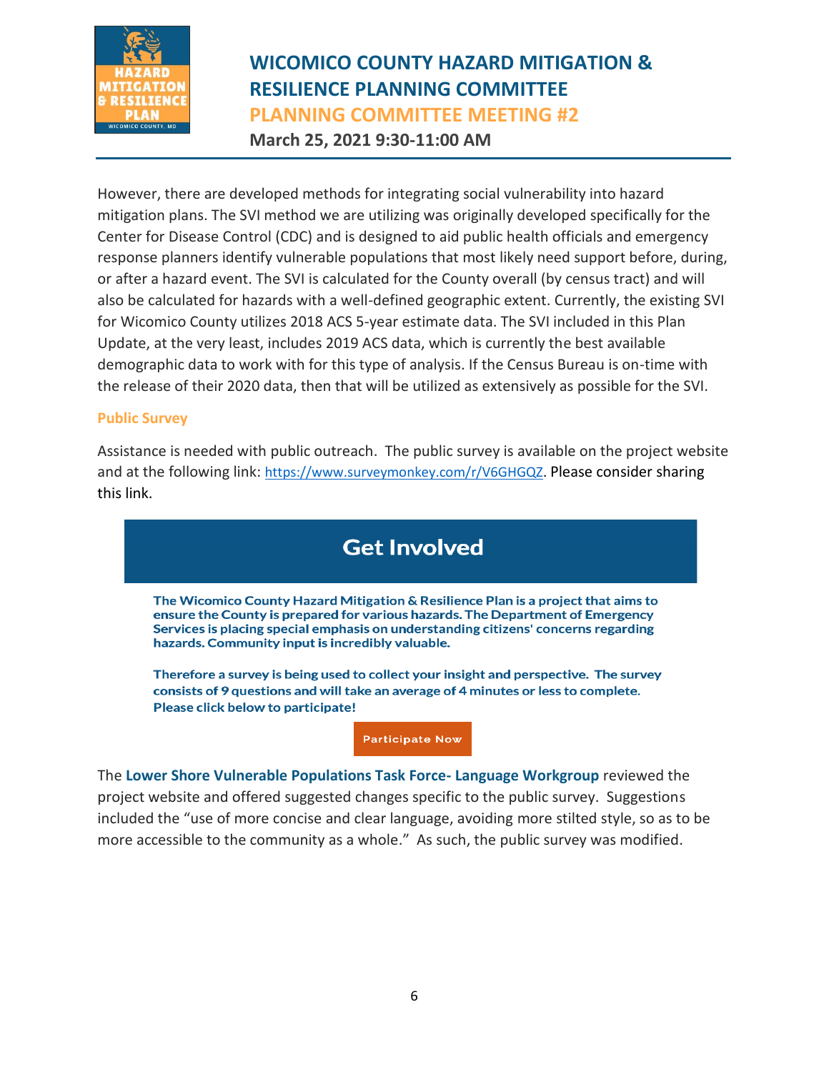However, there are developed methods for integrating social vulnerability into hazard mitigation plans. The SVI method we are utilizing was originally developed specifically for the Center for Disease Control (CDC) and is designed to aid public health officials and emergency response planners identify vulnerable populations that most likely need support before, during, or after a hazard event. The SVI is calculated for the County overall (by census tract) and will also be calculated for hazards with a well-defined geographic extent. Currently, the existing SVI for Wicomico County utilizes 2018 ACS 5-year estimate data. The SVI included in this Plan Update, at the very least, includes 2019 ACS data, which is currently the best available demographic data to work with for this type of analysis. If the Census Bureau is on-time with the release of their 2020 data, then that will be utilized as extensively as possible for the SVI.

### Public Survey

Assistance is needed with public outreach. The public survey is available on the project website and at the following link: https://www.surveymonkey.com/r/V6GHGQZ. Please consider sharing this link.

## Get Involved

**The Wicomico County Hazard Mitigation & Resilience Plan is a project that aims to ensure the County is prepared for various hazards. The Department of Emergency Services is placing special emphasis on understanding citizens' concerns regarding hazards. Community input is incredibly valuable.**

**Therefore a survey is being used to collect your insight and perspective. The survey consists of 9 questions and will take an average of 4 minutes or less to complete. Please click below to participate!**

**Participate Now**

The **Lower Shore Vulnerable Populations Task Force- Language Workgroup** reviewed the project website and offered suggested changes specific to the public survey. Suggestions included the "use of more concise and clear language, avoiding more stilted style, so as to be more accessible to the community as a whole." As such, the public survey was modified.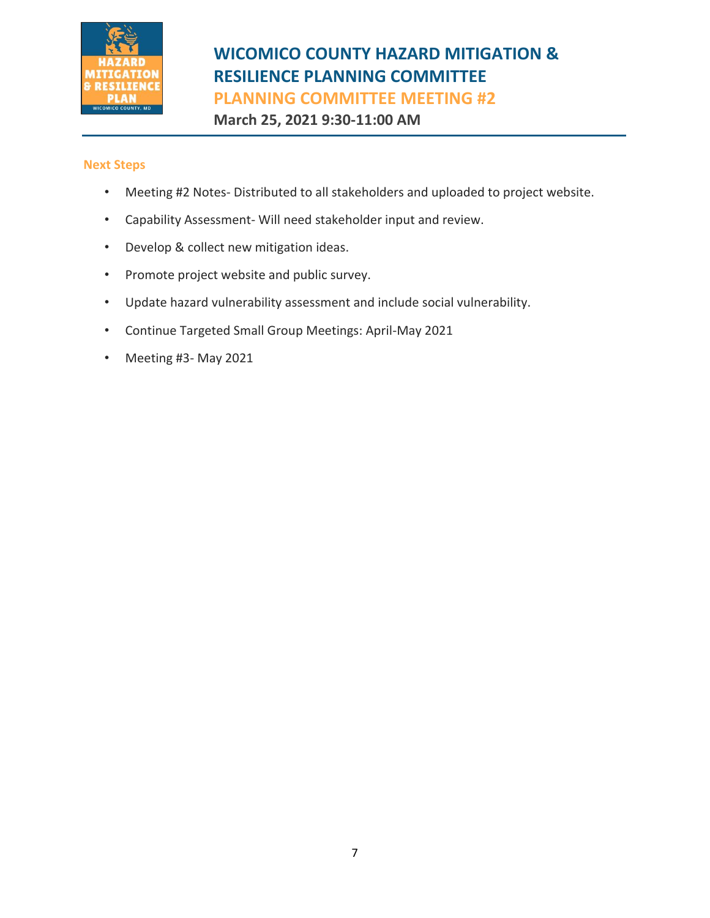# WICOMICO COUNTY HAZARD MITIGATION & RESILIENCE PLANNING COMMITTEE

## PLANNING COMMITTEE MEETING #2

**March 25, 2021 9:30-11:00 AM**

### Next Steps

- Meeting #2 Notes- Distributed to all stakeholders and uploaded to project website.
- Capability Assessment- Will need stakeholder input and review.
- Develop & collect new mitigation ideas.
- Promote project website and public survey.
- Update hazard vulnerability assessment and include social vulnerability.
- Continue Targeted Small Group Meetings: April-May 2021
- Meeting #3- May 2021